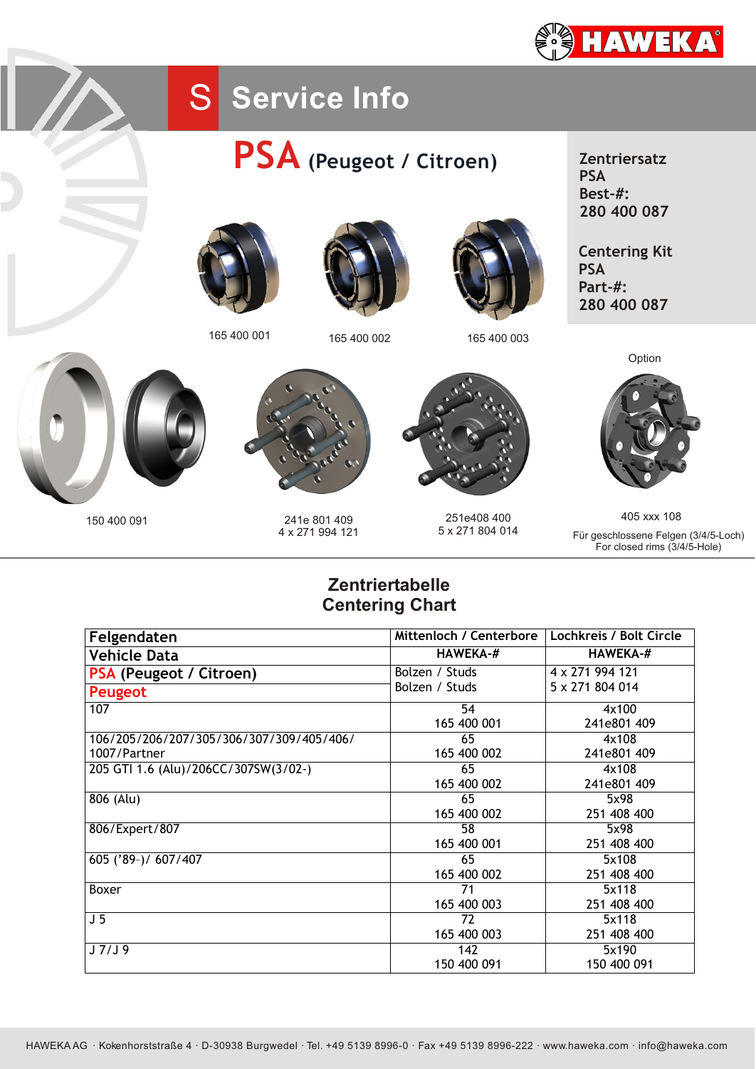# S Service Info

## PSA (Peugeot / Citroen)

**Zentriersatz PSA Best-#: 280 400 087**

**Centering Kit PSA Part-#: 280 400 087**

165 400 001

165 400 002

165 400 003

150 400 091

241e 801 409
4 x 271 994 121

251e408 400
5 x 271 804 014

Option

405 xxx 108

Für geschlossene Felgen (3/4/5-Loch)
For closed rims (3/4/5-Hole)

## Zentriertabelle
## Centering Chart

| Felgendaten / Vehicle Data | Mittenloch / Centerbore HAWEKA-# | Lochkreis / Bolt Circle HAWEKA-# |
|---|---|---|
| PSA (Peugeot / Citroen) | Bolzen / Studs | 4 x 271 994 121 |
| Peugeot | Bolzen / Studs | 5 x 271 804 014 |
| 107 | 54<br>165 400 001 | 4x100<br>241e801 409 |
| 106/205/206/207/305/306/307/309/405/406/1007/Partner | 65<br>165 400 002 | 4x108<br>241e801 409 |
| 205 GTI 1.6 (Alu)/206CC/307SW(3/02-) | 65<br>165 400 002 | 4x108<br>241e801 409 |
| 806 (Alu) | 65<br>165 400 002 | 5x98<br>251 408 400 |
| 806/Expert/807 | 58<br>165 400 001 | 5x98<br>251 408 400 |
| 605 ('89-)/ 607/407 | 65<br>165 400 002 | 5x108<br>251 408 400 |
| Boxer | 71<br>165 400 003 | 5x118<br>251 408 400 |
| J 5 | 72<br>165 400 003 | 5x118<br>251 408 400 |
| J 7/J 9 | 142<br>150 400 091 | 5x190<br>150 400 091 |

HAWEKA AG · Kokenhorststraße 4 · D-30938 Burgwedel · Tel. +49 5139 8996-0 · Fax +49 5139 8996-222 · www.haweka.com · info@haweka.com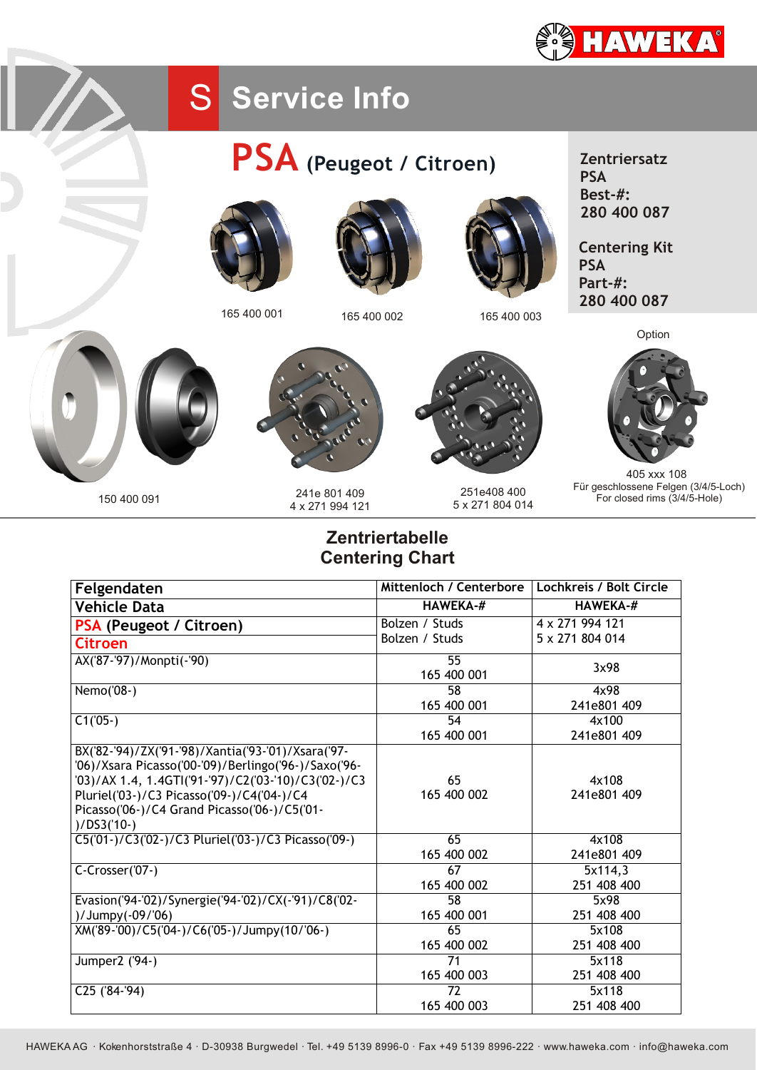## S Service Info

# PSA (Peugeot / Citroen)

**Zentriersatz PSA**
**Best-#:**
**280 400 087**

**Centering Kit PSA**
**Part-#:**
**280 400 087**

165 400 001

165 400 002

165 400 003

Option

150 400 091

241e 801 409
4 x 271 994 121

251e408 400
5 x 271 804 014

405 xxx 108
Für geschlossene Felgen (3/4/5-Loch)
For closed rims (3/4/5-Hole)

## Zentriertabelle
## Centering Chart

| Felgendaten | Mittenloch / Centerbore | Lochkreis / Bolt Circle |
|---|---|---|
| **Vehicle Data** | **HAWEKA-#** | **HAWEKA-#** |
| **PSA (Peugeot / Citroen)** | Bolzen / Studs | 4 x 271 994 121 |
| **Citroen** | Bolzen / Studs | 5 x 271 804 014 |
| AX('87-'97)/Monpti(-'90) | 55<br>165 400 001 | 3x98 |
| Nemo('08-) | 58<br>165 400 001 | 4x98<br>241e801 409 |
| C1('05-) | 54<br>165 400 001 | 4x100<br>241e801 409 |
| BX('82-'94)/ZX('91-'98)/Xantia('93-'01)/Xsara('97-'06)/Xsara Picasso('00-'09)/Berlingo('96-)/Saxo('96-'03)/AX 1.4, 1.4GTI('91-'97)/C2('03-'10)/C3('02-)/C3 Pluriel('03-)/C3 Picasso('09-)/C4('04-)/C4 Picasso('06-)/C4 Grand Picasso('06-)/C5('01-)/DS3('10-) | 65<br>165 400 002 | 4x108<br>241e801 409 |
| C5('01-)/C3('02-)/C3 Pluriel('03-)/C3 Picasso('09-) | 65<br>165 400 002 | 4x108<br>241e801 409 |
| C-Crosser('07-) | 67<br>165 400 002 | 5x114,3<br>251 408 400 |
| Evasion('94-'02)/Synergie('94-'02)/CX(-'91)/C8('02-)/Jumpy(-09/'06) | 58<br>165 400 001 | 5x98<br>251 408 400 |
| XM('89-'00)/C5('04-)/C6('05-)/Jumpy(10/'06-) | 65<br>165 400 002 | 5x108<br>251 408 400 |
| Jumper2 ('94-) | 71<br>165 400 003 | 5x118<br>251 408 400 |
| C25 ('84-'94) | 72<br>165 400 003 | 5x118<br>251 408 400 |